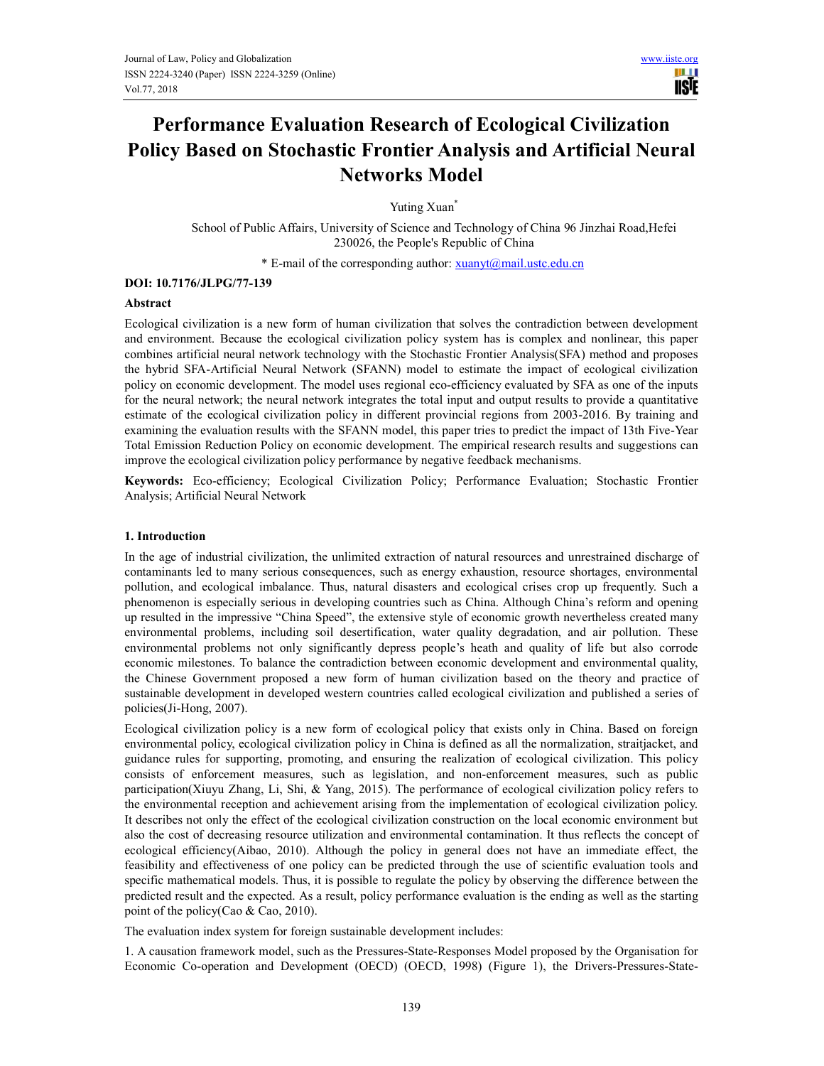# Performance Evaluation Research of Ecological Civilization Policy Based on Stochastic Frontier Analysis and Artificial Neural Networks Model

Yuting Xuan*

School of Public Affairs, University of Science and Technology of China 96 Jinzhai Road,Hefei 230026, the People's Republic of China

\* E-mail of the corresponding author: xuanyt@mail.ustc.edu.cn

**DOI: 10.7176/JLPG/77-139**

**Abstract**

Ecological civilization is a new form of human civilization that solves the contradiction between development and environment. Because the ecological civilization policy system has is complex and nonlinear, this paper combines artificial neural network technology with the Stochastic Frontier Analysis(SFA) method and proposes the hybrid SFA-Artificial Neural Network (SFANN) model to estimate the impact of ecological civilization policy on economic development. The model uses regional eco-efficiency evaluated by SFA as one of the inputs for the neural network; the neural network integrates the total input and output results to provide a quantitative estimate of the ecological civilization policy in different provincial regions from 2003-2016. By training and examining the evaluation results with the SFANN model, this paper tries to predict the impact of 13th Five-Year Total Emission Reduction Policy on economic development. The empirical research results and suggestions can improve the ecological civilization policy performance by negative feedback mechanisms.

**Keywords:** Eco-efficiency; Ecological Civilization Policy; Performance Evaluation; Stochastic Frontier Analysis; Artificial Neural Network

## 1. Introduction

In the age of industrial civilization, the unlimited extraction of natural resources and unrestrained discharge of contaminants led to many serious consequences, such as energy exhaustion, resource shortages, environmental pollution, and ecological imbalance. Thus, natural disasters and ecological crises crop up frequently. Such a phenomenon is especially serious in developing countries such as China. Although China's reform and opening up resulted in the impressive "China Speed", the extensive style of economic growth nevertheless created many environmental problems, including soil desertification, water quality degradation, and air pollution. These environmental problems not only significantly depress people's heath and quality of life but also corrode economic milestones. To balance the contradiction between economic development and environmental quality, the Chinese Government proposed a new form of human civilization based on the theory and practice of sustainable development in developed western countries called ecological civilization and published a series of policies(Ji-Hong, 2007).

Ecological civilization policy is a new form of ecological policy that exists only in China. Based on foreign environmental policy, ecological civilization policy in China is defined as all the normalization, straitjacket, and guidance rules for supporting, promoting, and ensuring the realization of ecological civilization. This policy consists of enforcement measures, such as legislation, and non-enforcement measures, such as public participation(Xiuyu Zhang, Li, Shi, & Yang, 2015). The performance of ecological civilization policy refers to the environmental reception and achievement arising from the implementation of ecological civilization policy. It describes not only the effect of the ecological civilization construction on the local economic environment but also the cost of decreasing resource utilization and environmental contamination. It thus reflects the concept of ecological efficiency(Aibao, 2010). Although the policy in general does not have an immediate effect, the feasibility and effectiveness of one policy can be predicted through the use of scientific evaluation tools and specific mathematical models. Thus, it is possible to regulate the policy by observing the difference between the predicted result and the expected. As a result, policy performance evaluation is the ending as well as the starting point of the policy(Cao & Cao, 2010).

The evaluation index system for foreign sustainable development includes:

1. A causation framework model, such as the Pressures-State-Responses Model proposed by the Organisation for Economic Co-operation and Development (OECD) (OECD, 1998) (Figure 1), the Drivers-Pressures-State-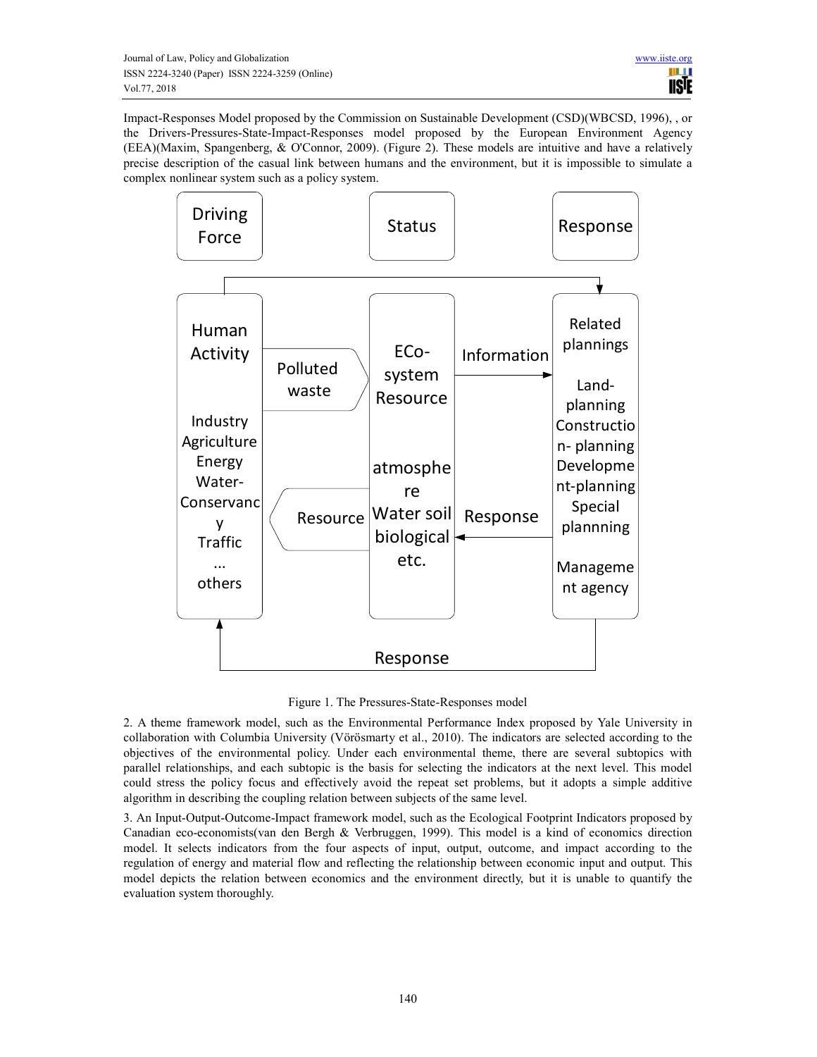Impact-Responses Model proposed by the Commission on Sustainable Development (CSD)(WBCSD, 1996), , or the Drivers-Pressures-State-Impact-Responses model proposed by the European Environment Agency (EEA)(Maxim, Spangenberg, & O'Connor, 2009). (Figure 2). These models are intuitive and have a relatively precise description of the casual link between humans and the environment, but it is impossible to simulate a complex nonlinear system such as a policy system.

Figure 1. The Pressures-State-Responses model

2. A theme framework model, such as the Environmental Performance Index proposed by Yale University in collaboration with Columbia University (Vörösmarty et al., 2010). The indicators are selected according to the objectives of the environmental policy. Under each environmental theme, there are several subtopics with parallel relationships, and each subtopic is the basis for selecting the indicators at the next level. This model could stress the policy focus and effectively avoid the repeat set problems, but it adopts a simple additive algorithm in describing the coupling relation between subjects of the same level.

3. An Input-Output-Outcome-Impact framework model, such as the Ecological Footprint Indicators proposed by Canadian eco-economists(van den Bergh & Verbruggen, 1999). This model is a kind of economics direction model. It selects indicators from the four aspects of input, output, outcome, and impact according to the regulation of energy and material flow and reflecting the relationship between economic input and output. This model depicts the relation between economics and the environment directly, but it is unable to quantify the evaluation system thoroughly.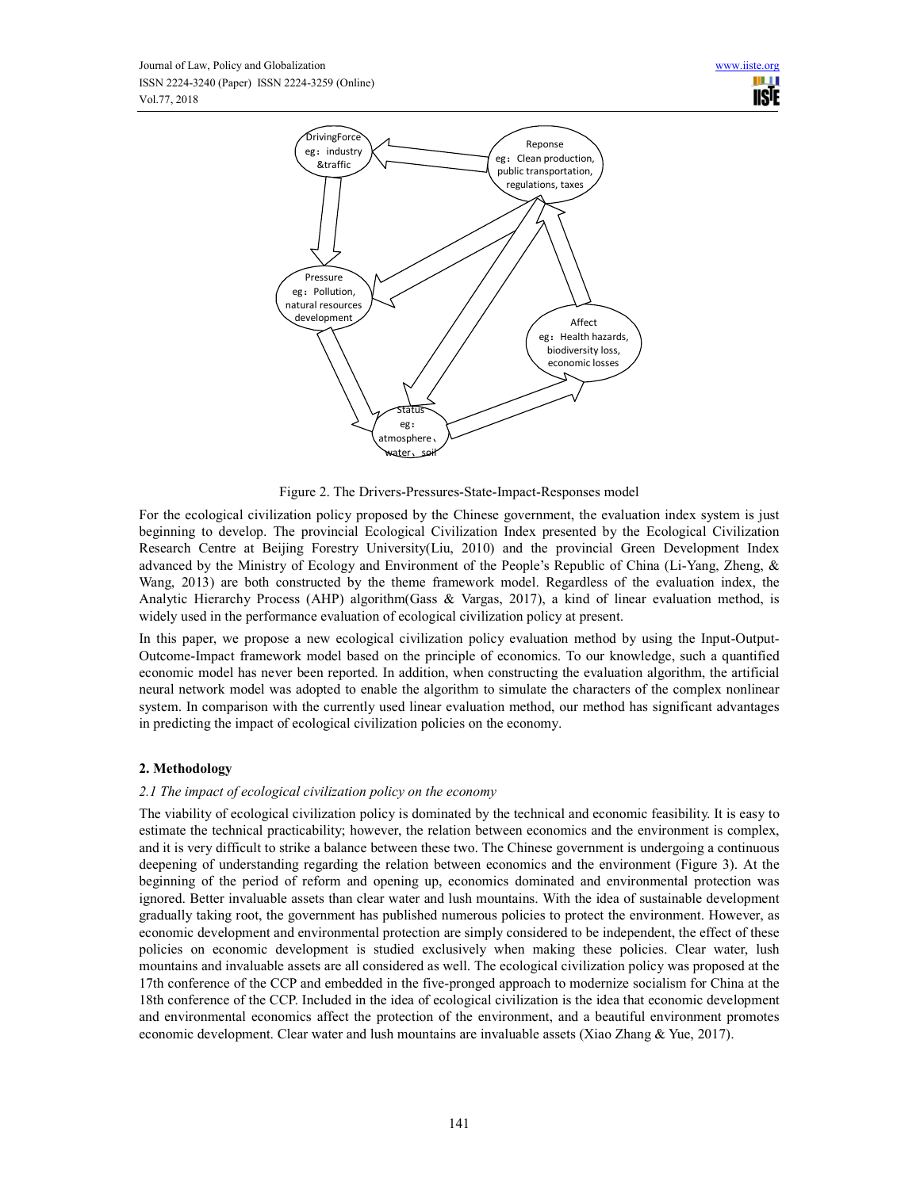Figure 2. The Drivers-Pressures-State-Impact-Responses model

For the ecological civilization policy proposed by the Chinese government, the evaluation index system is just beginning to develop. The provincial Ecological Civilization Index presented by the Ecological Civilization Research Centre at Beijing Forestry University(Liu, 2010) and the provincial Green Development Index advanced by the Ministry of Ecology and Environment of the People's Republic of China (Li-Yang, Zheng, & Wang, 2013) are both constructed by the theme framework model. Regardless of the evaluation index, the Analytic Hierarchy Process (AHP) algorithm(Gass & Vargas, 2017), a kind of linear evaluation method, is widely used in the performance evaluation of ecological civilization policy at present.

In this paper, we propose a new ecological civilization policy evaluation method by using the Input-Output-Outcome-Impact framework model based on the principle of economics. To our knowledge, such a quantified economic model has never been reported. In addition, when constructing the evaluation algorithm, the artificial neural network model was adopted to enable the algorithm to simulate the characters of the complex nonlinear system. In comparison with the currently used linear evaluation method, our method has significant advantages in predicting the impact of ecological civilization policies on the economy.

## 2. Methodology

### *2.1 The impact of ecological civilization policy on the economy*

The viability of ecological civilization policy is dominated by the technical and economic feasibility. It is easy to estimate the technical practicability; however, the relation between economics and the environment is complex, and it is very difficult to strike a balance between these two. The Chinese government is undergoing a continuous deepening of understanding regarding the relation between economics and the environment (Figure 3). At the beginning of the period of reform and opening up, economics dominated and environmental protection was ignored. Better invaluable assets than clear water and lush mountains. With the idea of sustainable development gradually taking root, the government has published numerous policies to protect the environment. However, as economic development and environmental protection are simply considered to be independent, the effect of these policies on economic development is studied exclusively when making these policies. Clear water, lush mountains and invaluable assets are all considered as well. The ecological civilization policy was proposed at the 17th conference of the CCP and embedded in the five-pronged approach to modernize socialism for China at the 18th conference of the CCP. Included in the idea of ecological civilization is the idea that economic development and environmental economics affect the protection of the environment, and a beautiful environment promotes economic development. Clear water and lush mountains are invaluable assets (Xiao Zhang & Yue, 2017).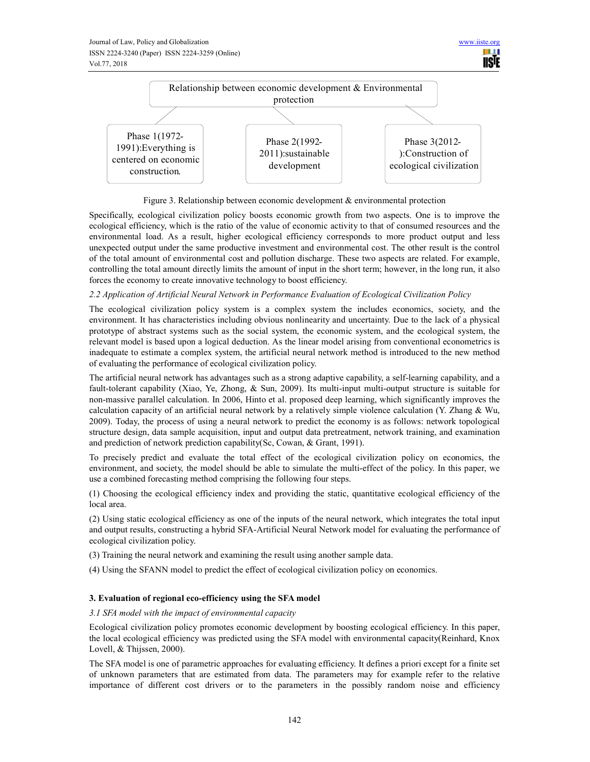Relationship between economic development & Environmental protection

Phase 1(1972-1991):Everything is centered on economic construction.

Phase 2(1992-2011):sustainable development

Phase 3(2012-):Construction of ecological civilization

Figure 3. Relationship between economic development & environmental protection

Specifically, ecological civilization policy boosts economic growth from two aspects. One is to improve the ecological efficiency, which is the ratio of the value of economic activity to that of consumed resources and the environmental load. As a result, higher ecological efficiency corresponds to more product output and less unexpected output under the same productive investment and environmental cost. The other result is the control of the total amount of environmental cost and pollution discharge. These two aspects are related. For example, controlling the total amount directly limits the amount of input in the short term; however, in the long run, it also forces the economy to create innovative technology to boost efficiency.

*2.2 Application of Artificial Neural Network in Performance Evaluation of Ecological Civilization Policy*

The ecological civilization policy system is a complex system the includes economics, society, and the environment. It has characteristics including obvious nonlinearity and uncertainty. Due to the lack of a physical prototype of abstract systems such as the social system, the economic system, and the ecological system, the relevant model is based upon a logical deduction. As the linear model arising from conventional econometrics is inadequate to estimate a complex system, the artificial neural network method is introduced to the new method of evaluating the performance of ecological civilization policy.

The artificial neural network has advantages such as a strong adaptive capability, a self-learning capability, and a fault-tolerant capability (Xiao, Ye, Zhong, & Sun, 2009). Its multi-input multi-output structure is suitable for non-massive parallel calculation. In 2006, Hinto et al. proposed deep learning, which significantly improves the calculation capacity of an artificial neural network by a relatively simple violence calculation (Y. Zhang & Wu, 2009). Today, the process of using a neural network to predict the economy is as follows: network topological structure design, data sample acquisition, input and output data pretreatment, network training, and examination and prediction of network prediction capability(Sc, Cowan, & Grant, 1991).

To precisely predict and evaluate the total effect of the ecological civilization policy on economics, the environment, and society, the model should be able to simulate the multi-effect of the policy. In this paper, we use a combined forecasting method comprising the following four steps.

(1) Choosing the ecological efficiency index and providing the static, quantitative ecological efficiency of the local area.

(2) Using static ecological efficiency as one of the inputs of the neural network, which integrates the total input and output results, constructing a hybrid SFA-Artificial Neural Network model for evaluating the performance of ecological civilization policy.

(3) Training the neural network and examining the result using another sample data.

(4) Using the SFANN model to predict the effect of ecological civilization policy on economics.

## 3. Evaluation of regional eco-efficiency using the SFA model

*3.1 SFA model with the impact of environmental capacity*

Ecological civilization policy promotes economic development by boosting ecological efficiency. In this paper, the local ecological efficiency was predicted using the SFA model with environmental capacity(Reinhard, Knox Lovell, & Thijssen, 2000).

The SFA model is one of parametric approaches for evaluating efficiency. It defines a priori except for a finite set of unknown parameters that are estimated from data. The parameters may for example refer to the relative importance of different cost drivers or to the parameters in the possibly random noise and efficiency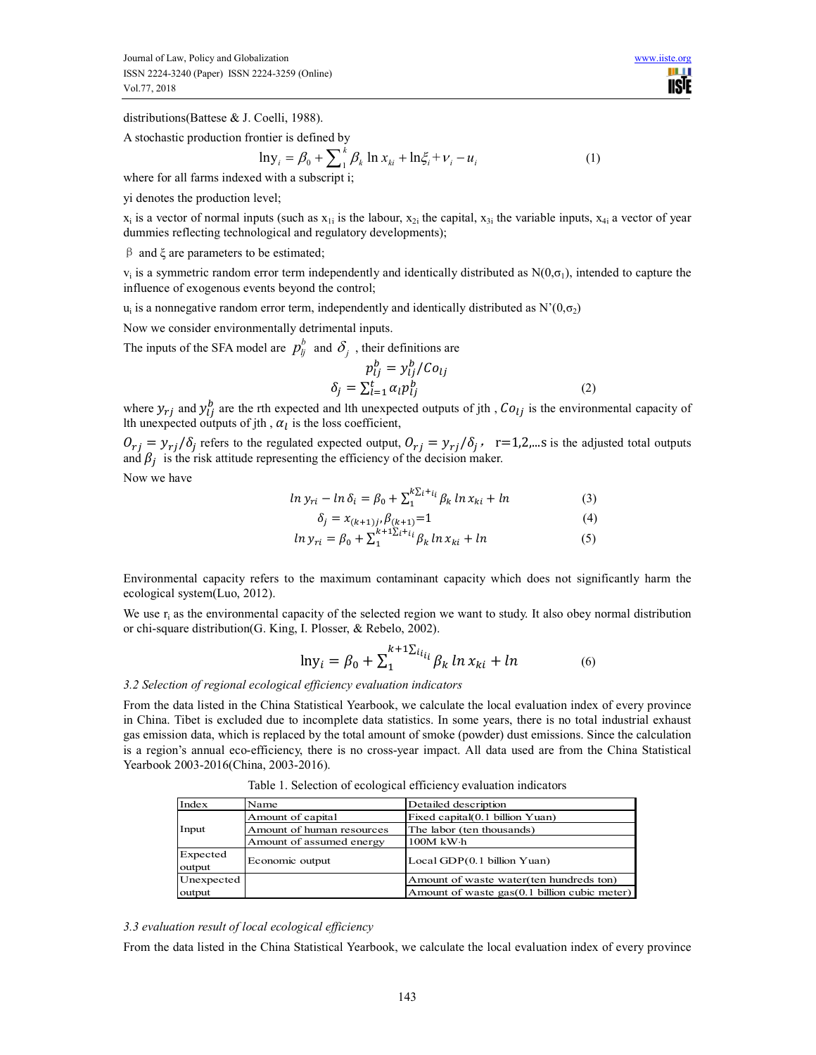distributions(Battese & J. Coelli, 1988).

A stochastic production frontier is defined by

$$\ln y_i = \beta_0 + \sum_1^k \beta_k \ln x_{ki} + \ln \xi_i + \nu_i - u_i \tag{1}$$

where for all farms indexed with a subscript i;

yi denotes the production level;

$x_i$ is a vector of normal inputs (such as $x_{1i}$ is the labour, $x_{2i}$ the capital, $x_{3i}$ the variable inputs, $x_{4i}$ a vector of year dummies reflecting technological and regulatory developments);

$\beta$ and $\xi$ are parameters to be estimated;

$v_i$ is a symmetric random error term independently and identically distributed as $N(0,\sigma_1)$, intended to capture the influence of exogenous events beyond the control;

$u_i$ is a nonnegative random error term, independently and identically distributed as $N'(0,\sigma_2)$

Now we consider environmentally detrimental inputs.

The inputs of the SFA model are $p_{lj}^b$ and $\delta_j$, their definitions are

$$p_{lj}^b = y_{lj}^b / Co_{lj}$$
$$\delta_j = \sum_{l=1}^t \alpha_l p_{lj}^b \tag{2}$$

where $y_{rj}$ and $y_{lj}^b$ are the rth expected and lth unexpected outputs of jth , $Co_{lj}$ is the environmental capacity of lth unexpected outputs of jth , $\alpha_l$ is the loss coefficient,

$O_{rj} = y_{rj}/\delta_j$ refers to the regulated expected output, $O_{rj} = y_{rj}/\delta_j$, r=1,2,...s is the adjusted total outputs and $\beta_j$ is the risk attitude representing the efficiency of the decision maker.

Now we have

$$\ln y_{ri} - \ln \delta_i = \beta_0 + \sum_1^{k\sum_i + i_i} \beta_k \ln x_{ki} + \ln \tag{3}$$

$$\delta_j = x_{(k+1)j}, \beta_{(k+1)} = 1 \tag{4}$$

$$\ln y_{ri} = \beta_0 + \sum_1^{k+1\sum_i + i_i} \beta_k \ln x_{ki} + \ln \tag{5}$$

Environmental capacity refers to the maximum contaminant capacity which does not significantly harm the ecological system(Luo, 2012).

We use $r_i$ as the environmental capacity of the selected region we want to study. It also obey normal distribution or chi-square distribution(G. King, I. Plosser, & Rebelo, 2002).

$$\ln y_i = \beta_0 + \sum_1^{k+1\sum_{i_{i_i}}} \beta_k \ln x_{ki} + \ln \tag{6}$$

### *3.2 Selection of regional ecological efficiency evaluation indicators*

From the data listed in the China Statistical Yearbook, we calculate the local evaluation index of every province in China. Tibet is excluded due to incomplete data statistics. In some years, there is no total industrial exhaust gas emission data, which is replaced by the total amount of smoke (powder) dust emissions. Since the calculation is a region's annual eco-efficiency, there is no cross-year impact. All data used are from the China Statistical Yearbook 2003-2016(China, 2003-2016).

Table 1. Selection of ecological efficiency evaluation indicators

| Index | Name | Detailed description |
|---|---|---|
| Input | Amount of capital | Fixed capital(0.1 billion Yuan) |
| | Amount of human resources | The labor (ten thousands) |
| | Amount of assumed energy | 100M kW·h |
| Expected output | Economic output | Local GDP(0.1 billion Yuan) |
| Unexpected output | | Amount of waste water(ten hundreds ton) |
| | | Amount of waste gas(0.1 billion cubic meter) |

### *3.3 evaluation result of local ecological efficiency*

From the data listed in the China Statistical Yearbook, we calculate the local evaluation index of every province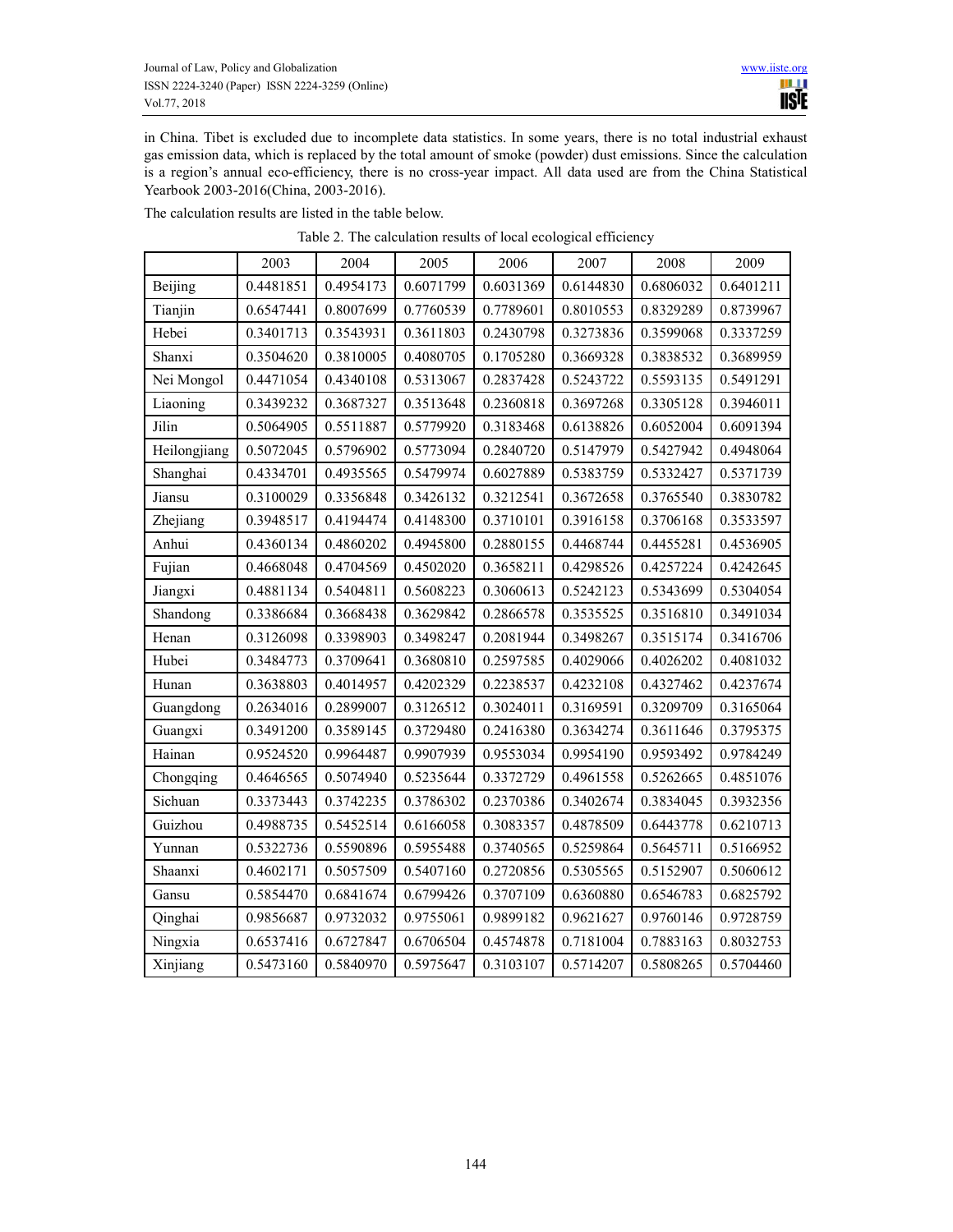in China. Tibet is excluded due to incomplete data statistics. In some years, there is no total industrial exhaust gas emission data, which is replaced by the total amount of smoke (powder) dust emissions. Since the calculation is a region's annual eco-efficiency, there is no cross-year impact. All data used are from the China Statistical Yearbook 2003-2016(China, 2003-2016).

The calculation results are listed in the table below.

Table 2. The calculation results of local ecological efficiency

| | 2003 | 2004 | 2005 | 2006 | 2007 | 2008 | 2009 |
|---|---|---|---|---|---|---|---|
| Beijing | 0.4481851 | 0.4954173 | 0.6071799 | 0.6031369 | 0.6144830 | 0.6806032 | 0.6401211 |
| Tianjin | 0.6547441 | 0.8007699 | 0.7760539 | 0.7789601 | 0.8010553 | 0.8329289 | 0.8739967 |
| Hebei | 0.3401713 | 0.3543931 | 0.3611803 | 0.2430798 | 0.3273836 | 0.3599068 | 0.3337259 |
| Shanxi | 0.3504620 | 0.3810005 | 0.4080705 | 0.1705280 | 0.3669328 | 0.3838532 | 0.3689959 |
| Nei Mongol | 0.4471054 | 0.4340108 | 0.5313067 | 0.2837428 | 0.5243722 | 0.5593135 | 0.5491291 |
| Liaoning | 0.3439232 | 0.3687327 | 0.3513648 | 0.2360818 | 0.3697268 | 0.3305128 | 0.3946011 |
| Jilin | 0.5064905 | 0.5511887 | 0.5779920 | 0.3183468 | 0.6138826 | 0.6052004 | 0.6091394 |
| Heilongjiang | 0.5072045 | 0.5796902 | 0.5773094 | 0.2840720 | 0.5147979 | 0.5427942 | 0.4948064 |
| Shanghai | 0.4334701 | 0.4935565 | 0.5479974 | 0.6027889 | 0.5383759 | 0.5332427 | 0.5371739 |
| Jiansu | 0.3100029 | 0.3356848 | 0.3426132 | 0.3212541 | 0.3672658 | 0.3765540 | 0.3830782 |
| Zhejiang | 0.3948517 | 0.4194474 | 0.4148300 | 0.3710101 | 0.3916158 | 0.3706168 | 0.3533597 |
| Anhui | 0.4360134 | 0.4860202 | 0.4945800 | 0.2880155 | 0.4468744 | 0.4455281 | 0.4536905 |
| Fujian | 0.4668048 | 0.4704569 | 0.4502020 | 0.3658211 | 0.4298526 | 0.4257224 | 0.4242645 |
| Jiangxi | 0.4881134 | 0.5404811 | 0.5608223 | 0.3060613 | 0.5242123 | 0.5343699 | 0.5304054 |
| Shandong | 0.3386684 | 0.3668438 | 0.3629842 | 0.2866578 | 0.3535525 | 0.3516810 | 0.3491034 |
| Henan | 0.3126098 | 0.3398903 | 0.3498247 | 0.2081944 | 0.3498267 | 0.3515174 | 0.3416706 |
| Hubei | 0.3484773 | 0.3709641 | 0.3680810 | 0.2597585 | 0.4029066 | 0.4026202 | 0.4081032 |
| Hunan | 0.3638803 | 0.4014957 | 0.4202329 | 0.2238537 | 0.4232108 | 0.4327462 | 0.4237674 |
| Guangdong | 0.2634016 | 0.2899007 | 0.3126512 | 0.3024011 | 0.3169591 | 0.3209709 | 0.3165064 |
| Guangxi | 0.3491200 | 0.3589145 | 0.3729480 | 0.2416380 | 0.3634274 | 0.3611646 | 0.3795375 |
| Hainan | 0.9524520 | 0.9964487 | 0.9907939 | 0.9553034 | 0.9954190 | 0.9593492 | 0.9784249 |
| Chongqing | 0.4646565 | 0.5074940 | 0.5235644 | 0.3372729 | 0.4961558 | 0.5262665 | 0.4851076 |
| Sichuan | 0.3373443 | 0.3742235 | 0.3786302 | 0.2370386 | 0.3402674 | 0.3834045 | 0.3932356 |
| Guizhou | 0.4988735 | 0.5452514 | 0.6166058 | 0.3083357 | 0.4878509 | 0.6443778 | 0.6210713 |
| Yunnan | 0.5322736 | 0.5590896 | 0.5955488 | 0.3740565 | 0.5259864 | 0.5645711 | 0.5166952 |
| Shaanxi | 0.4602171 | 0.5057509 | 0.5407160 | 0.2720856 | 0.5305565 | 0.5152907 | 0.5060612 |
| Gansu | 0.5854470 | 0.6841674 | 0.6799426 | 0.3707109 | 0.6360880 | 0.6546783 | 0.6825792 |
| Qinghai | 0.9856687 | 0.9732032 | 0.9755061 | 0.9899182 | 0.9621627 | 0.9760146 | 0.9728759 |
| Ningxia | 0.6537416 | 0.6727847 | 0.6706504 | 0.4574878 | 0.7181004 | 0.7883163 | 0.8032753 |
| Xinjiang | 0.5473160 | 0.5840970 | 0.5975647 | 0.3103107 | 0.5714207 | 0.5808265 | 0.5704460 |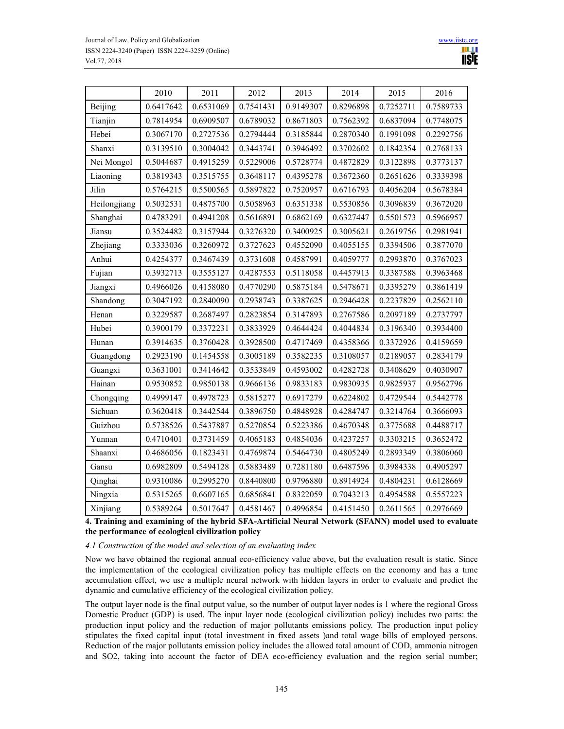|  | 2010 | 2011 | 2012 | 2013 | 2014 | 2015 | 2016 |
|---|---|---|---|---|---|---|---|
| Beijing | 0.6417642 | 0.6531069 | 0.7541431 | 0.9149307 | 0.8296898 | 0.7252711 | 0.7589733 |
| Tianjin | 0.7814954 | 0.6909507 | 0.6789032 | 0.8671803 | 0.7562392 | 0.6837094 | 0.7748075 |
| Hebei | 0.3067170 | 0.2727536 | 0.2794444 | 0.3185844 | 0.2870340 | 0.1991098 | 0.2292756 |
| Shanxi | 0.3139510 | 0.3004042 | 0.3443741 | 0.3946492 | 0.3702602 | 0.1842354 | 0.2768133 |
| Nei Mongol | 0.5044687 | 0.4915259 | 0.5229006 | 0.5728774 | 0.4872829 | 0.3122898 | 0.3773137 |
| Liaoning | 0.3819343 | 0.3515755 | 0.3648117 | 0.4395278 | 0.3672360 | 0.2651626 | 0.3339398 |
| Jilin | 0.5764215 | 0.5500565 | 0.5897822 | 0.7520957 | 0.6716793 | 0.4056204 | 0.5678384 |
| Heilongjiang | 0.5032531 | 0.4875700 | 0.5058963 | 0.6351338 | 0.5530856 | 0.3096839 | 0.3672020 |
| Shanghai | 0.4783291 | 0.4941208 | 0.5616891 | 0.6862169 | 0.6327447 | 0.5501573 | 0.5966957 |
| Jiansu | 0.3524482 | 0.3157944 | 0.3276320 | 0.3400925 | 0.3005621 | 0.2619756 | 0.2981941 |
| Zhejiang | 0.3333036 | 0.3260972 | 0.3727623 | 0.4552090 | 0.4055155 | 0.3394506 | 0.3877070 |
| Anhui | 0.4254377 | 0.3467439 | 0.3731608 | 0.4587991 | 0.4059777 | 0.2993870 | 0.3767023 |
| Fujian | 0.3932713 | 0.3555127 | 0.4287553 | 0.5118058 | 0.4457913 | 0.3387588 | 0.3963468 |
| Jiangxi | 0.4966026 | 0.4158080 | 0.4770290 | 0.5875184 | 0.5478671 | 0.3395279 | 0.3861419 |
| Shandong | 0.3047192 | 0.2840090 | 0.2938743 | 0.3387625 | 0.2946428 | 0.2237829 | 0.2562110 |
| Henan | 0.3229587 | 0.2687497 | 0.2823854 | 0.3147893 | 0.2767586 | 0.2097189 | 0.2737797 |
| Hubei | 0.3900179 | 0.3372231 | 0.3833929 | 0.4644424 | 0.4044834 | 0.3196340 | 0.3934400 |
| Hunan | 0.3914635 | 0.3760428 | 0.3928500 | 0.4717469 | 0.4358366 | 0.3372926 | 0.4159659 |
| Guangdong | 0.2923190 | 0.1454558 | 0.3005189 | 0.3582235 | 0.3108057 | 0.2189057 | 0.2834179 |
| Guangxi | 0.3631001 | 0.3414642 | 0.3533849 | 0.4593002 | 0.4282728 | 0.3408629 | 0.4030907 |
| Hainan | 0.9530852 | 0.9850138 | 0.9666136 | 0.9833183 | 0.9830935 | 0.9825937 | 0.9562796 |
| Chongqing | 0.4999147 | 0.4978723 | 0.5815277 | 0.6917279 | 0.6224802 | 0.4729544 | 0.5442778 |
| Sichuan | 0.3620418 | 0.3442544 | 0.3896750 | 0.4848928 | 0.4284747 | 0.3214764 | 0.3666093 |
| Guizhou | 0.5738526 | 0.5437887 | 0.5270854 | 0.5223386 | 0.4670348 | 0.3775688 | 0.4488717 |
| Yunnan | 0.4710401 | 0.3731459 | 0.4065183 | 0.4854036 | 0.4237257 | 0.3303215 | 0.3652472 |
| Shaanxi | 0.4686056 | 0.1823431 | 0.4769874 | 0.5464730 | 0.4805249 | 0.2893349 | 0.3806060 |
| Gansu | 0.6982809 | 0.5494128 | 0.5883489 | 0.7281180 | 0.6487596 | 0.3984338 | 0.4905297 |
| Qinghai | 0.9310086 | 0.2995270 | 0.8440800 | 0.9796880 | 0.8914924 | 0.4804231 | 0.6128669 |
| Ningxia | 0.5315265 | 0.6607165 | 0.6856841 | 0.8322059 | 0.7043213 | 0.4954588 | 0.5557223 |
| Xinjiang | 0.5389264 | 0.5017647 | 0.4581467 | 0.4996854 | 0.4151450 | 0.2611565 | 0.2976669 |

## 4. Training and examining of the hybrid SFA-Artificial Neural Network (SFANN) model used to evaluate the performance of ecological civilization policy

### *4.1 Construction of the model and selection of an evaluating index*

Now we have obtained the regional annual eco-efficiency value above, but the evaluation result is static. Since the implementation of the ecological civilization policy has multiple effects on the economy and has a time accumulation effect, we use a multiple neural network with hidden layers in order to evaluate and predict the dynamic and cumulative efficiency of the ecological civilization policy.

The output layer node is the final output value, so the number of output layer nodes is 1 where the regional Gross Domestic Product (GDP) is used. The input layer node (ecological civilization policy) includes two parts: the production input policy and the reduction of major pollutants emissions policy. The production input policy stipulates the fixed capital input (total investment in fixed assets )and total wage bills of employed persons. Reduction of the major pollutants emission policy includes the allowed total amount of COD, ammonia nitrogen and $SO_2$, taking into account the factor of DEA eco-efficiency evaluation and the region serial number;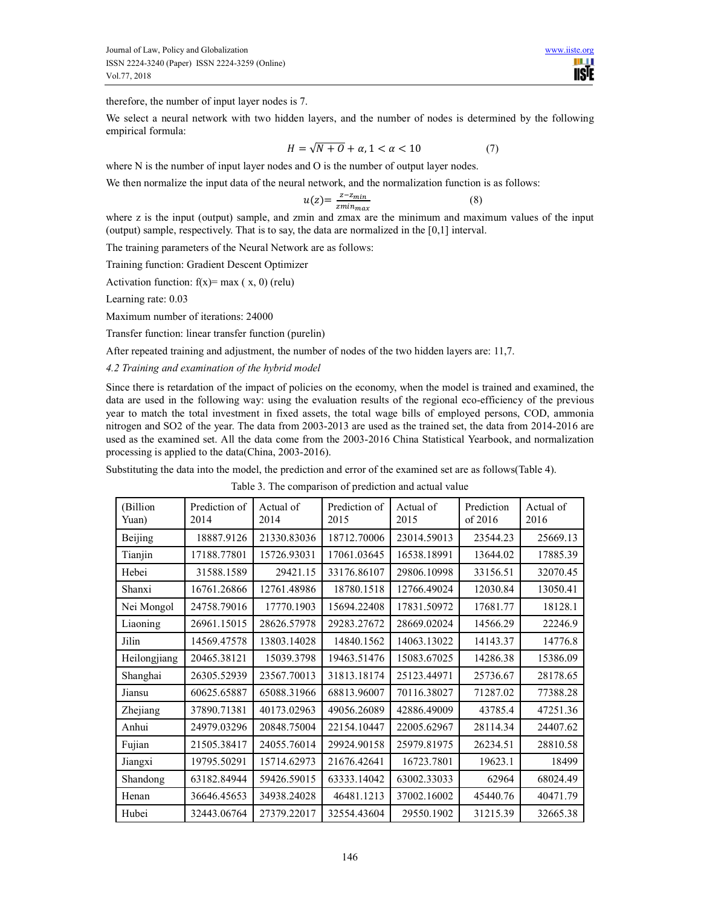therefore, the number of input layer nodes is 7.

We select a neural network with two hidden layers, and the number of nodes is determined by the following empirical formula:

$$H = \sqrt{N + O} + \alpha, 1 < \alpha < 10 \qquad (7)$$

where N is the number of input layer nodes and O is the number of output layer nodes.

We then normalize the input data of the neural network, and the normalization function is as follows:

$$u(z) = \frac{z - z_{min}}{zmin_{max}} \qquad (8)$$

where z is the input (output) sample, and zmin and zmax are the minimum and maximum values of the input (output) sample, respectively. That is to say, the data are normalized in the [0,1] interval.

The training parameters of the Neural Network are as follows:

Training function: Gradient Descent Optimizer

Activation function: f(x)= max ( x, 0) (relu)

Learning rate: 0.03

Maximum number of iterations: 24000

Transfer function: linear transfer function (purelin)

After repeated training and adjustment, the number of nodes of the two hidden layers are: 11,7.

*4.2 Training and examination of the hybrid model*

Since there is retardation of the impact of policies on the economy, when the model is trained and examined, the data are used in the following way: using the evaluation results of the regional eco-efficiency of the previous year to match the total investment in fixed assets, the total wage bills of employed persons, COD, ammonia nitrogen and SO2 of the year. The data from 2003-2013 are used as the trained set, the data from 2014-2016 are used as the examined set. All the data come from the 2003-2016 China Statistical Yearbook, and normalization processing is applied to the data(China, 2003-2016).

Substituting the data into the model, the prediction and error of the examined set are as follows(Table 4).

Table 3. The comparison of prediction and actual value

| (Billion Yuan) | Prediction of 2014 | Actual of 2014 | Prediction of 2015 | Actual of 2015 | Prediction of 2016 | Actual of 2016 |
|---|---|---|---|---|---|---|
| Beijing | 18887.9126 | 21330.83036 | 18712.70006 | 23014.59013 | 23544.23 | 25669.13 |
| Tianjin | 17188.77801 | 15726.93031 | 17061.03645 | 16538.18991 | 13644.02 | 17885.39 |
| Hebei | 31588.1589 | 29421.15 | 33176.86107 | 29806.10998 | 33156.51 | 32070.45 |
| Shanxi | 16761.26866 | 12761.48986 | 18780.1518 | 12766.49024 | 12030.84 | 13050.41 |
| Nei Mongol | 24758.79016 | 17770.1903 | 15694.22408 | 17831.50972 | 17681.77 | 18128.1 |
| Liaoning | 26961.15015 | 28626.57978 | 29283.27672 | 28669.02024 | 14566.29 | 22246.9 |
| Jilin | 14569.47578 | 13803.14028 | 14840.1562 | 14063.13022 | 14143.37 | 14776.8 |
| Heilongjiang | 20465.38121 | 15039.3798 | 19463.51476 | 15083.67025 | 14286.38 | 15386.09 |
| Shanghai | 26305.52939 | 23567.70013 | 31813.18174 | 25123.44971 | 25736.67 | 28178.65 |
| Jiansu | 60625.65887 | 65088.31966 | 68813.96007 | 70116.38027 | 71287.02 | 77388.28 |
| Zhejiang | 37890.71381 | 40173.02963 | 49056.26089 | 42886.49009 | 43785.4 | 47251.36 |
| Anhui | 24979.03296 | 20848.75004 | 22154.10447 | 22005.62967 | 28114.34 | 24407.62 |
| Fujian | 21505.38417 | 24055.76014 | 29924.90158 | 25979.81975 | 26234.51 | 28810.58 |
| Jiangxi | 19795.50291 | 15714.62973 | 21676.42641 | 16723.7801 | 19623.1 | 18499 |
| Shandong | 63182.84944 | 59426.59015 | 63333.14042 | 63002.33033 | 62964 | 68024.49 |
| Henan | 36646.45653 | 34938.24028 | 46481.1213 | 37002.16002 | 45440.76 | 40471.79 |
| Hubei | 32443.06764 | 27379.22017 | 32554.43604 | 29550.1902 | 31215.39 | 32665.38 |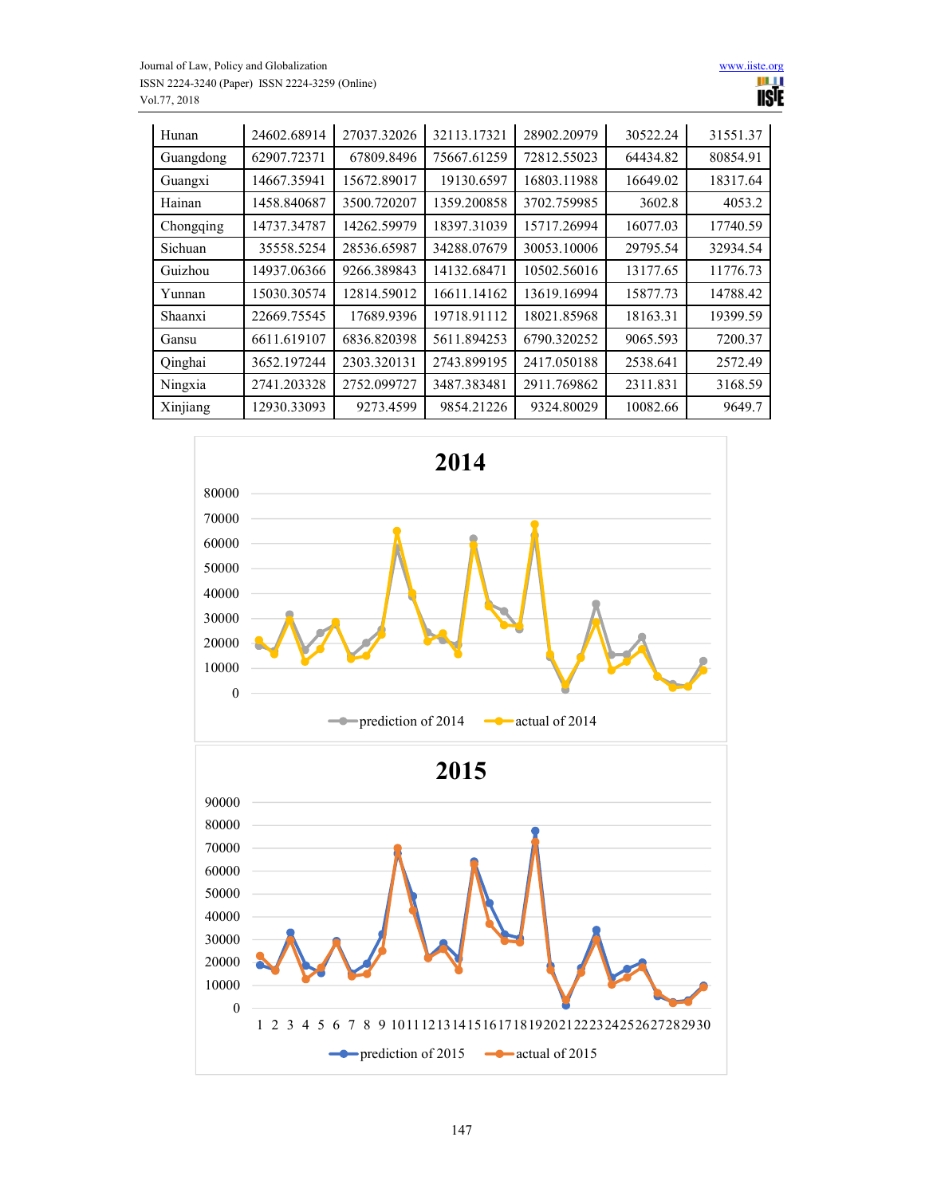| Hunan | 24602.68914 | 27037.32026 | 32113.17321 | 28902.20979 | 30522.24 | 31551.37 |
|---|---|---|---|---|---|---|
| Guangdong | 62907.72371 | 67809.8496 | 75667.61259 | 72812.55023 | 64434.82 | 80854.91 |
| Guangxi | 14667.35941 | 15672.89017 | 19130.6597 | 16803.11988 | 16649.02 | 18317.64 |
| Hainan | 1458.840687 | 3500.720207 | 1359.200858 | 3702.759985 | 3602.8 | 4053.2 |
| Chongqing | 14737.34787 | 14262.59979 | 18397.31039 | 15717.26994 | 16077.03 | 17740.59 |
| Sichuan | 35558.5254 | 28536.65987 | 34288.07679 | 30053.10006 | 29795.54 | 32934.54 |
| Guizhou | 14937.06366 | 9266.389843 | 14132.68471 | 10502.56016 | 13177.65 | 11776.73 |
| Yunnan | 15030.30574 | 12814.59012 | 16611.14162 | 13619.16994 | 15877.73 | 14788.42 |
| Shaanxi | 22669.75545 | 17689.9396 | 19718.91112 | 18021.85968 | 18163.31 | 19399.59 |
| Gansu | 6611.619107 | 6836.820398 | 5611.894253 | 6790.320252 | 9065.593 | 7200.37 |
| Qinghai | 3652.197244 | 2303.320131 | 2743.899195 | 2417.050188 | 2538.641 | 2572.49 |
| Ningxia | 2741.203328 | 2752.099727 | 3487.383481 | 2911.769862 | 2311.831 | 3168.59 |
| Xinjiang | 12930.33093 | 9273.4599 | 9854.21226 | 9324.80029 | 10082.66 | 9649.7 |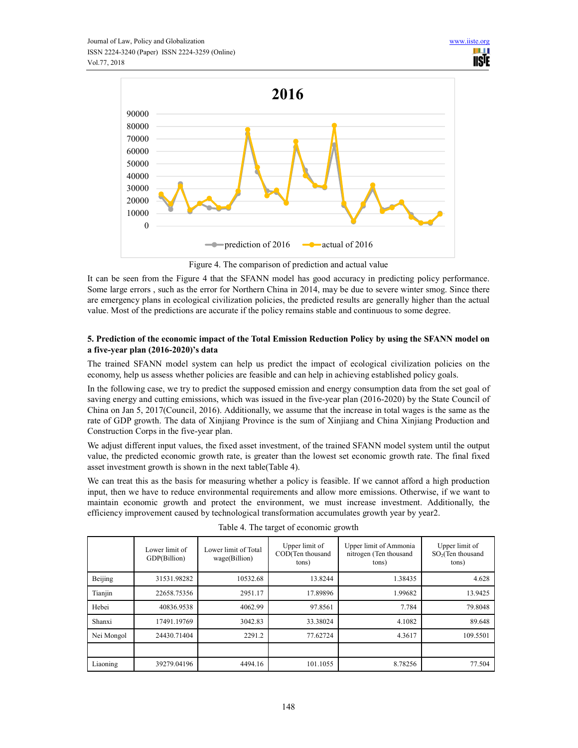Figure 4. The comparison of prediction and actual value

It can be seen from the Figure 4 that the SFANN model has good accuracy in predicting policy performance. Some large errors , such as the error for Northern China in 2014, may be due to severe winter smog. Since there are emergency plans in ecological civilization policies, the predicted results are generally higher than the actual value. Most of the predictions are accurate if the policy remains stable and continuous to some degree.

### 5. Prediction of the economic impact of the Total Emission Reduction Policy by using the SFANN model on a five-year plan (2016-2020)'s data

The trained SFANN model system can help us predict the impact of ecological civilization policies on the economy, help us assess whether policies are feasible and can help in achieving established policy goals.

In the following case, we try to predict the supposed emission and energy consumption data from the set goal of saving energy and cutting emissions, which was issued in the five-year plan (2016-2020) by the State Council of China on Jan 5, 2017(Council, 2016). Additionally, we assume that the increase in total wages is the same as the rate of GDP growth. The data of Xinjiang Province is the sum of Xinjiang and China Xinjiang Production and Construction Corps in the five-year plan.

We adjust different input values, the fixed asset investment, of the trained SFANN model system until the output value, the predicted economic growth rate, is greater than the lowest set economic growth rate. The final fixed asset investment growth is shown in the next table(Table 4).

We can treat this as the basis for measuring whether a policy is feasible. If we cannot afford a high production input, then we have to reduce environmental requirements and allow more emissions. Otherwise, if we want to maintain economic growth and protect the environment, we must increase investment. Additionally, the efficiency improvement caused by technological transformation accumulates growth year by year2.

Table 4. The target of economic growth

| | Lower limit of GDP(Billion) | Lower limit of Total wage(Billion) | Upper limit of COD(Ten thousand tons) | Upper limit of Ammonia nitrogen (Ten thousand tons) | Upper limit of $SO_2$(Ten thousand tons) |
|---|---|---|---|---|---|
| Beijing | 31531.98282 | 10532.68 | 13.8244 | 1.38435 | 4.628 |
| Tianjin | 22658.75356 | 2951.17 | 17.89896 | 1.99682 | 13.9425 |
| Hebei | 40836.9538 | 4062.99 | 97.8561 | 7.784 | 79.8048 |
| Shanxi | 17491.19769 | 3042.83 | 33.38024 | 4.1082 | 89.648 |
| Nei Mongol | 24430.71404 | 2291.2 | 77.62724 | 4.3617 | 109.5501 |
| | | | | | |
| Liaoning | 39279.04196 | 4494.16 | 101.1055 | 8.78256 | 77.504 |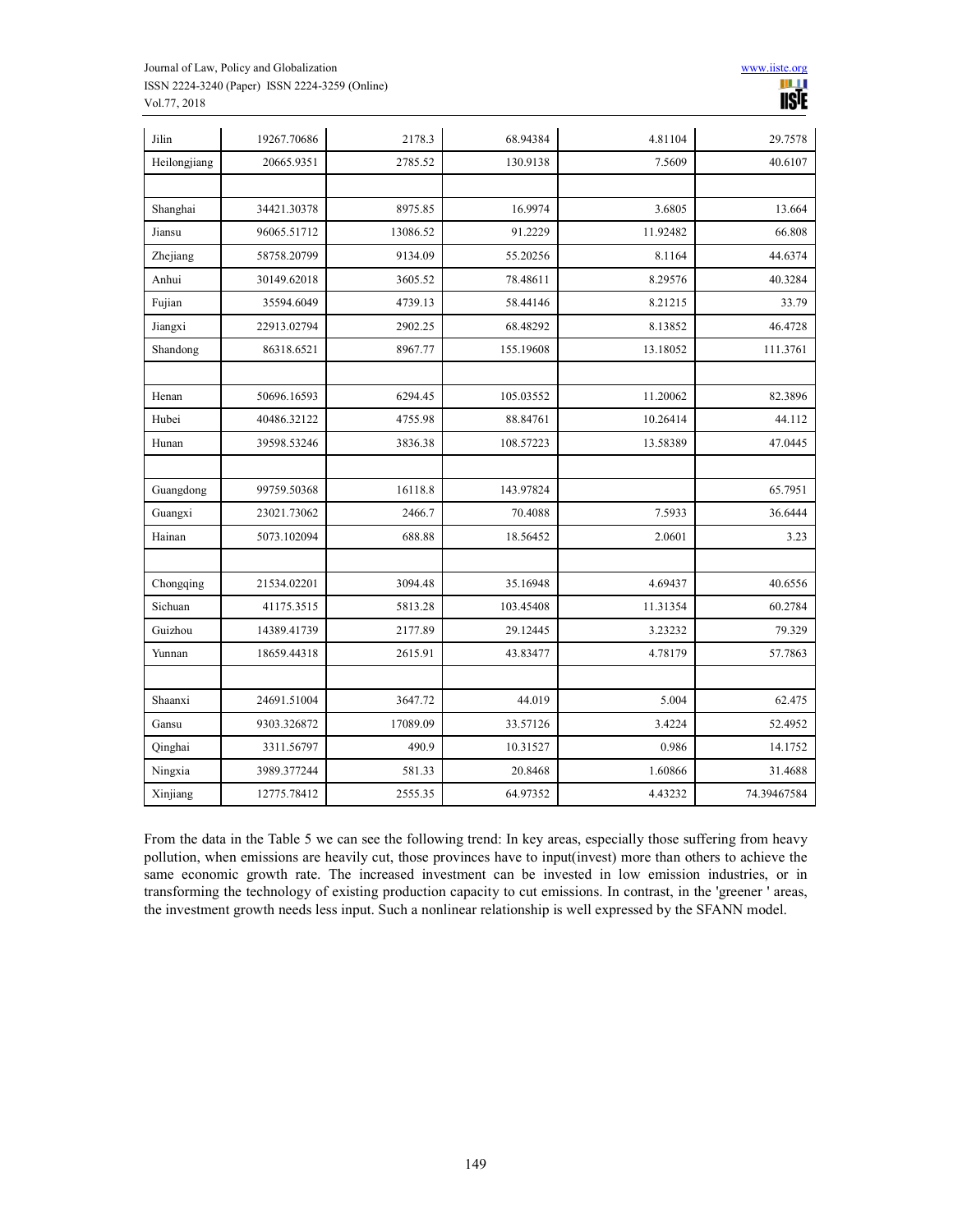| | | | | | |
|---|---|---|---|---|---|
| Jilin | 19267.70686 | 2178.3 | 68.94384 | 4.81104 | 29.7578 |
| Heilongjiang | 20665.9351 | 2785.52 | 130.9138 | 7.5609 | 40.6107 |
| | | | | | |
| Shanghai | 34421.30378 | 8975.85 | 16.9974 | 3.6805 | 13.664 |
| Jiansu | 96065.51712 | 13086.52 | 91.2229 | 11.92482 | 66.808 |
| Zhejiang | 58758.20799 | 9134.09 | 55.20256 | 8.1164 | 44.6374 |
| Anhui | 30149.62018 | 3605.52 | 78.48611 | 8.29576 | 40.3284 |
| Fujian | 35594.6049 | 4739.13 | 58.44146 | 8.21215 | 33.79 |
| Jiangxi | 22913.02794 | 2902.25 | 68.48292 | 8.13852 | 46.4728 |
| Shandong | 86318.6521 | 8967.77 | 155.19608 | 13.18052 | 111.3761 |
| | | | | | |
| Henan | 50696.16593 | 6294.45 | 105.03552 | 11.20062 | 82.3896 |
| Hubei | 40486.32122 | 4755.98 | 88.84761 | 10.26414 | 44.112 |
| Hunan | 39598.53246 | 3836.38 | 108.57223 | 13.58389 | 47.0445 |
| | | | | | |
| Guangdong | 99759.50368 | 16118.8 | 143.97824 | | 65.7951 |
| Guangxi | 23021.73062 | 2466.7 | 70.4088 | 7.5933 | 36.6444 |
| Hainan | 5073.102094 | 688.88 | 18.56452 | 2.0601 | 3.23 |
| | | | | | |
| Chongqing | 21534.02201 | 3094.48 | 35.16948 | 4.69437 | 40.6556 |
| Sichuan | 41175.3515 | 5813.28 | 103.45408 | 11.31354 | 60.2784 |
| Guizhou | 14389.41739 | 2177.89 | 29.12445 | 3.23232 | 79.329 |
| Yunnan | 18659.44318 | 2615.91 | 43.83477 | 4.78179 | 57.7863 |
| | | | | | |
| Shaanxi | 24691.51004 | 3647.72 | 44.019 | 5.004 | 62.475 |
| Gansu | 9303.326872 | 17089.09 | 33.57126 | 3.4224 | 52.4952 |
| Qinghai | 3311.56797 | 490.9 | 10.31527 | 0.986 | 14.1752 |
| Ningxia | 3989.377244 | 581.33 | 20.8468 | 1.60866 | 31.4688 |
| Xinjiang | 12775.78412 | 2555.35 | 64.97352 | 4.43232 | 74.39467584 |

From the data in the Table 5 we can see the following trend: In key areas, especially those suffering from heavy pollution, when emissions are heavily cut, those provinces have to input(invest) more than others to achieve the same economic growth rate. The increased investment can be invested in low emission industries, or in transforming the technology of existing production capacity to cut emissions. In contrast, in the 'greener ' areas, the investment growth needs less input. Such a nonlinear relationship is well expressed by the SFANN model.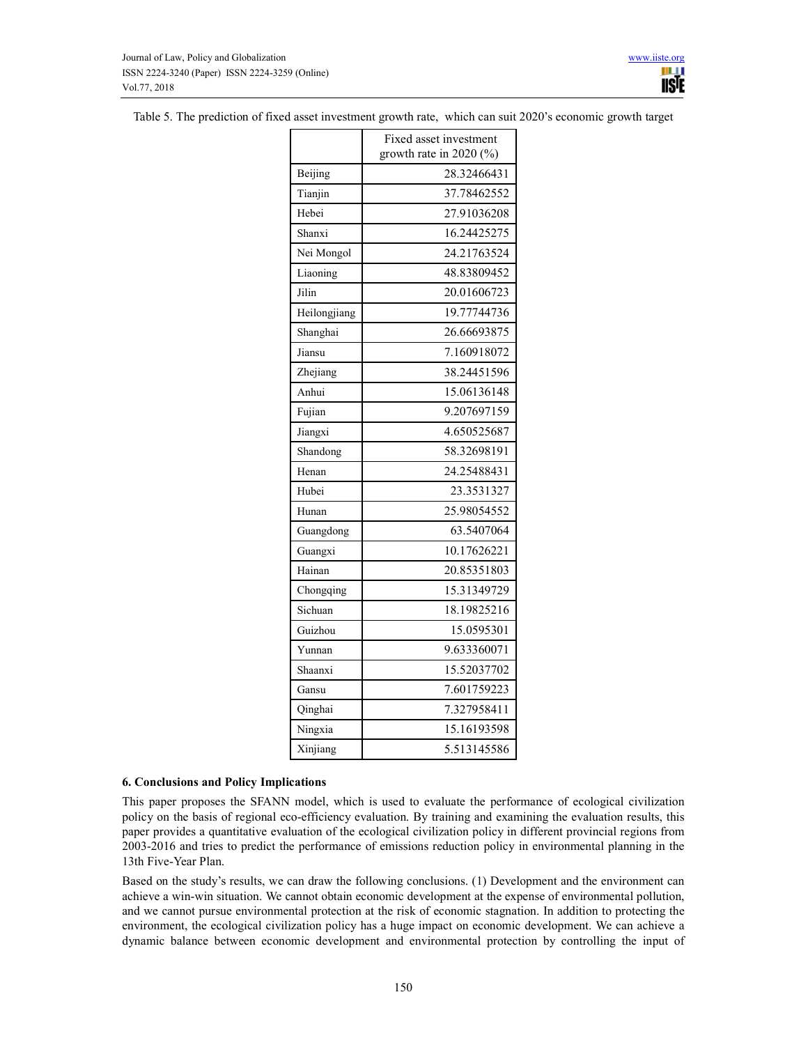Table 5. The prediction of fixed asset investment growth rate, which can suit 2020's economic growth target

| | Fixed asset investment growth rate in 2020 (%) |
|---|---|
| Beijing | 28.32466431 |
| Tianjin | 37.78462552 |
| Hebei | 27.91036208 |
| Shanxi | 16.24425275 |
| Nei Mongol | 24.21763524 |
| Liaoning | 48.83809452 |
| Jilin | 20.01606723 |
| Heilongjiang | 19.77744736 |
| Shanghai | 26.66693875 |
| Jiansu | 7.160918072 |
| Zhejiang | 38.24451596 |
| Anhui | 15.06136148 |
| Fujian | 9.207697159 |
| Jiangxi | 4.650525687 |
| Shandong | 58.32698191 |
| Henan | 24.25488431 |
| Hubei | 23.3531327 |
| Hunan | 25.98054552 |
| Guangdong | 63.5407064 |
| Guangxi | 10.17626221 |
| Hainan | 20.85351803 |
| Chongqing | 15.31349729 |
| Sichuan | 18.19825216 |
| Guizhou | 15.0595301 |
| Yunnan | 9.633360071 |
| Shaanxi | 15.52037702 |
| Gansu | 7.601759223 |
| Qinghai | 7.327958411 |
| Ningxia | 15.16193598 |
| Xinjiang | 5.513145586 |

### 6. Conclusions and Policy Implications

This paper proposes the SFANN model, which is used to evaluate the performance of ecological civilization policy on the basis of regional eco-efficiency evaluation. By training and examining the evaluation results, this paper provides a quantitative evaluation of the ecological civilization policy in different provincial regions from 2003-2016 and tries to predict the performance of emissions reduction policy in environmental planning in the 13th Five-Year Plan.

Based on the study's results, we can draw the following conclusions. (1) Development and the environment can achieve a win-win situation. We cannot obtain economic development at the expense of environmental pollution, and we cannot pursue environmental protection at the risk of economic stagnation. In addition to protecting the environment, the ecological civilization policy has a huge impact on economic development. We can achieve a dynamic balance between economic development and environmental protection by controlling the input of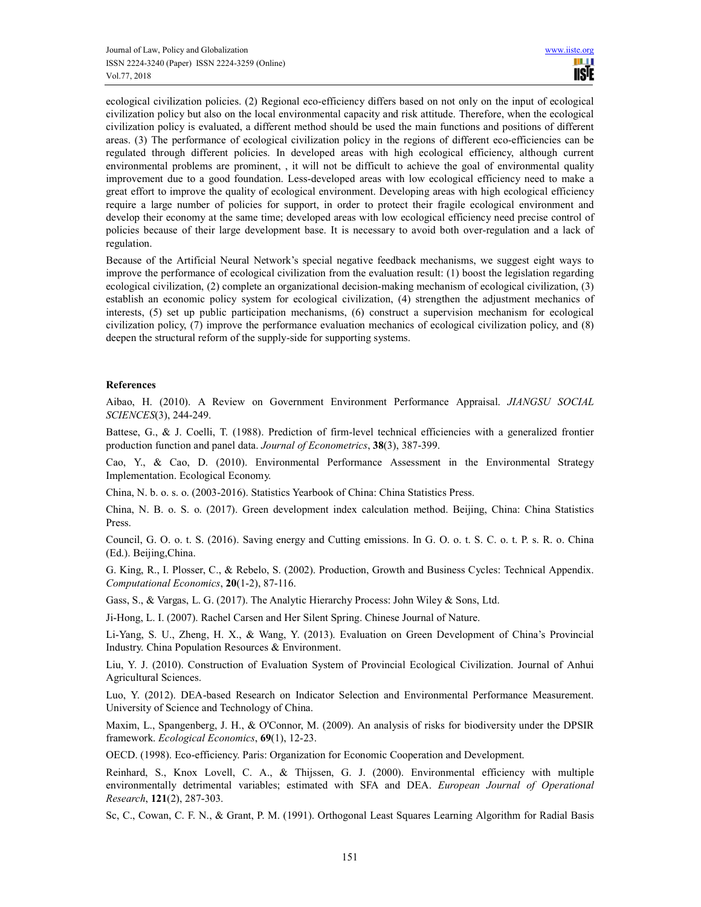ecological civilization policies. (2) Regional eco-efficiency differs based on not only on the input of ecological civilization policy but also on the local environmental capacity and risk attitude. Therefore, when the ecological civilization policy is evaluated, a different method should be used the main functions and positions of different areas. (3) The performance of ecological civilization policy in the regions of different eco-efficiencies can be regulated through different policies. In developed areas with high ecological efficiency, although current environmental problems are prominent, , it will not be difficult to achieve the goal of environmental quality improvement due to a good foundation. Less-developed areas with low ecological efficiency need to make a great effort to improve the quality of ecological environment. Developing areas with high ecological efficiency require a large number of policies for support, in order to protect their fragile ecological environment and develop their economy at the same time; developed areas with low ecological efficiency need precise control of policies because of their large development base. It is necessary to avoid both over-regulation and a lack of regulation.

Because of the Artificial Neural Network's special negative feedback mechanisms, we suggest eight ways to improve the performance of ecological civilization from the evaluation result: (1) boost the legislation regarding ecological civilization, (2) complete an organizational decision-making mechanism of ecological civilization, (3) establish an economic policy system for ecological civilization, (4) strengthen the adjustment mechanics of interests, (5) set up public participation mechanisms, (6) construct a supervision mechanism for ecological civilization policy, (7) improve the performance evaluation mechanics of ecological civilization policy, and (8) deepen the structural reform of the supply-side for supporting systems.

## References

Aibao, H. (2010). A Review on Government Environment Performance Appraisal. *JIANGSU SOCIAL SCIENCES*(3), 244-249.

Battese, G., & J. Coelli, T. (1988). Prediction of firm-level technical efficiencies with a generalized frontier production function and panel data. *Journal of Econometrics*, **38**(3), 387-399.

Cao, Y., & Cao, D. (2010). Environmental Performance Assessment in the Environmental Strategy Implementation. Ecological Economy.

China, N. b. o. s. o. (2003-2016). Statistics Yearbook of China: China Statistics Press.

China, N. B. o. S. o. (2017). Green development index calculation method. Beijing, China: China Statistics Press.

Council, G. O. o. t. S. (2016). Saving energy and Cutting emissions. In G. O. o. t. S. C. o. t. P. s. R. o. China (Ed.). Beijing,China.

G. King, R., I. Plosser, C., & Rebelo, S. (2002). Production, Growth and Business Cycles: Technical Appendix. *Computational Economics*, **20**(1-2), 87-116.

Gass, S., & Vargas, L. G. (2017). The Analytic Hierarchy Process: John Wiley & Sons, Ltd.

Ji-Hong, L. I. (2007). Rachel Carsen and Her Silent Spring. Chinese Journal of Nature.

Li-Yang, S. U., Zheng, H. X., & Wang, Y. (2013). Evaluation on Green Development of China's Provincial Industry. China Population Resources & Environment.

Liu, Y. J. (2010). Construction of Evaluation System of Provincial Ecological Civilization. Journal of Anhui Agricultural Sciences.

Luo, Y. (2012). DEA-based Research on Indicator Selection and Environmental Performance Measurement. University of Science and Technology of China.

Maxim, L., Spangenberg, J. H., & O'Connor, M. (2009). An analysis of risks for biodiversity under the DPSIR framework. *Ecological Economics*, **69**(1), 12-23.

OECD. (1998). Eco-efficiency. Paris: Organization for Economic Cooperation and Development.

Reinhard, S., Knox Lovell, C. A., & Thijssen, G. J. (2000). Environmental efficiency with multiple environmentally detrimental variables; estimated with SFA and DEA. *European Journal of Operational Research*, **121**(2), 287-303.

Sc, C., Cowan, C. F. N., & Grant, P. M. (1991). Orthogonal Least Squares Learning Algorithm for Radial Basis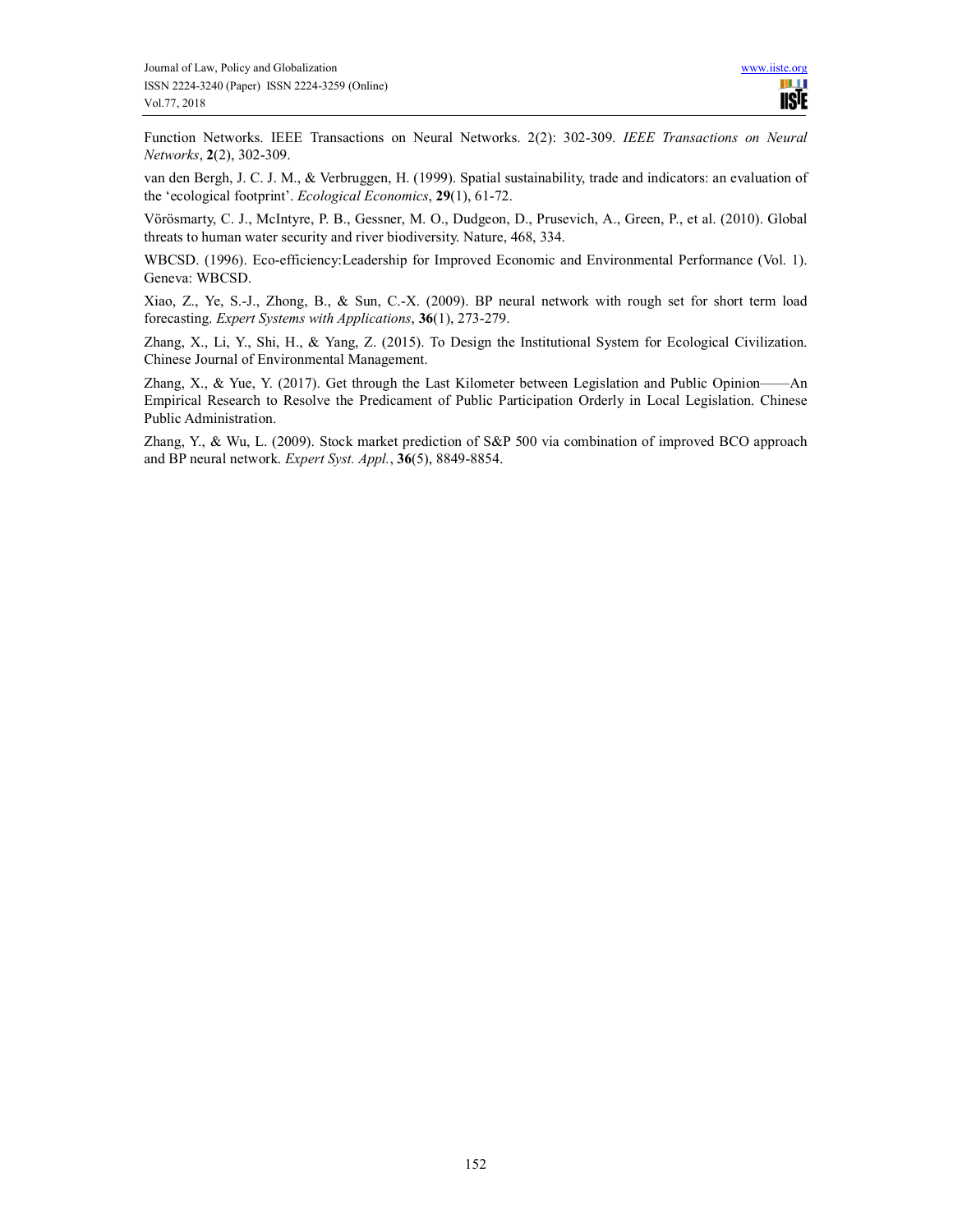Function Networks. IEEE Transactions on Neural Networks. 2(2): 302-309. *IEEE Transactions on Neural Networks*, **2**(2), 302-309.

van den Bergh, J. C. J. M., & Verbruggen, H. (1999). Spatial sustainability, trade and indicators: an evaluation of the 'ecological footprint'. *Ecological Economics*, **29**(1), 61-72.

Vörösmarty, C. J., McIntyre, P. B., Gessner, M. O., Dudgeon, D., Prusevich, A., Green, P., et al. (2010). Global threats to human water security and river biodiversity. Nature, 468, 334.

WBCSD. (1996). Eco-efficiency:Leadership for Improved Economic and Environmental Performance (Vol. 1). Geneva: WBCSD.

Xiao, Z., Ye, S.-J., Zhong, B., & Sun, C.-X. (2009). BP neural network with rough set for short term load forecasting. *Expert Systems with Applications*, **36**(1), 273-279.

Zhang, X., Li, Y., Shi, H., & Yang, Z. (2015). To Design the Institutional System for Ecological Civilization. Chinese Journal of Environmental Management.

Zhang, X., & Yue, Y. (2017). Get through the Last Kilometer between Legislation and Public Opinion——An Empirical Research to Resolve the Predicament of Public Participation Orderly in Local Legislation. Chinese Public Administration.

Zhang, Y., & Wu, L. (2009). Stock market prediction of S&P 500 via combination of improved BCO approach and BP neural network. *Expert Syst. Appl.*, **36**(5), 8849-8854.